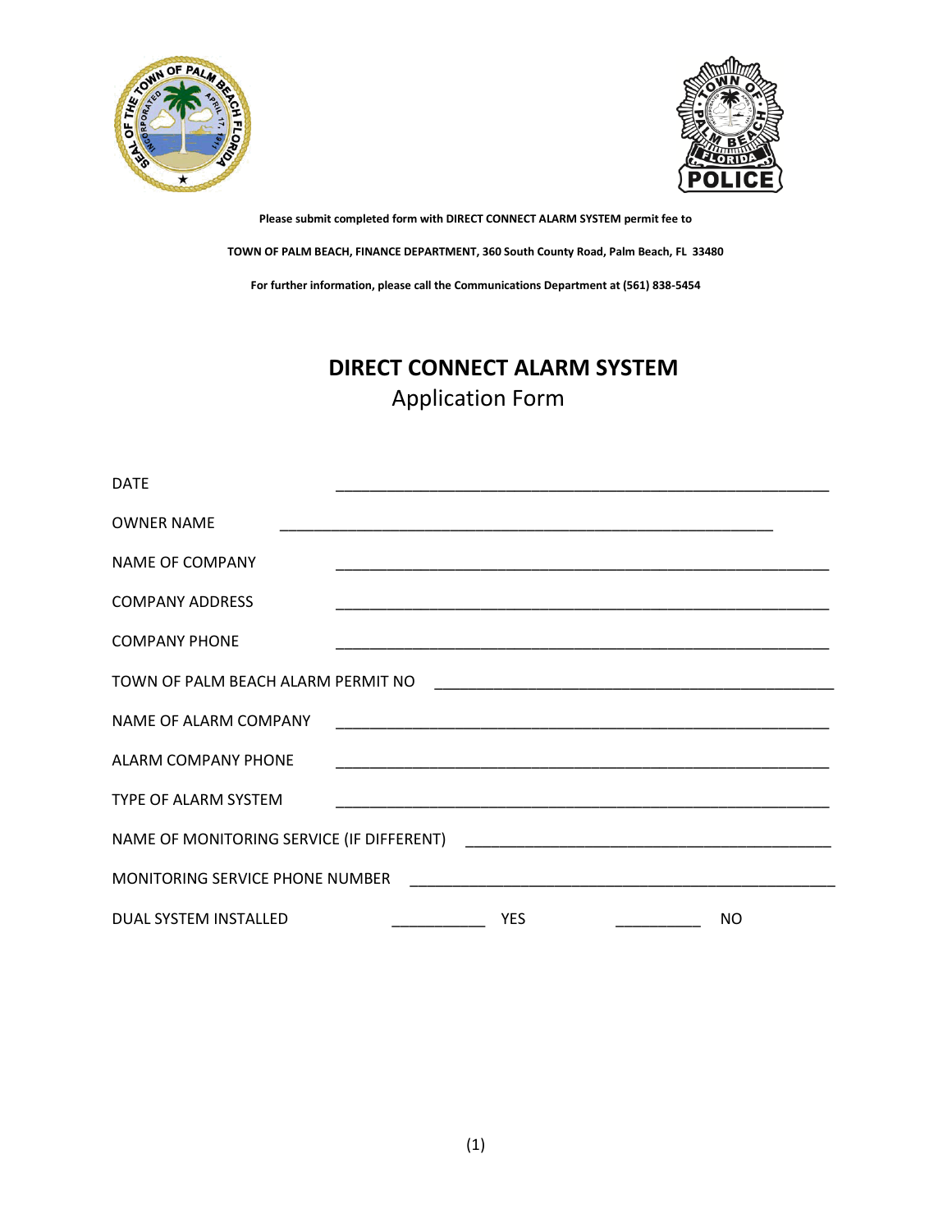**Please submit completed form with DIRECT CONNECT ALARM SYSTEM permit fee to**

**TOWN OF PALM BEACH, FINANCE DEPARTMENT, 360 South County Road, Palm Beach, FL 33480**

**For further information, please call the Communications Department at (561) 838-5454**

# DIRECT CONNECT ALARM SYSTEM

## Application Form

DATE ____________________________________________________________

OWNER NAME ____________________________________________________________

NAME OF COMPANY ____________________________________________________________

COMPANY ADDRESS ____________________________________________________________

COMPANY PHONE ____________________________________________________________

TOWN OF PALM BEACH ALARM PERMIT NO ________________________________________________

NAME OF ALARM COMPANY ____________________________________________________________

ALARM COMPANY PHONE ____________________________________________________________

TYPE OF ALARM SYSTEM ____________________________________________________________

NAME OF MONITORING SERVICE (IF DIFFERENT) ____________________________________________

MONITORING SERVICE PHONE NUMBER ___________________________________________________

DUAL SYSTEM INSTALLED ___________ YES __________ NO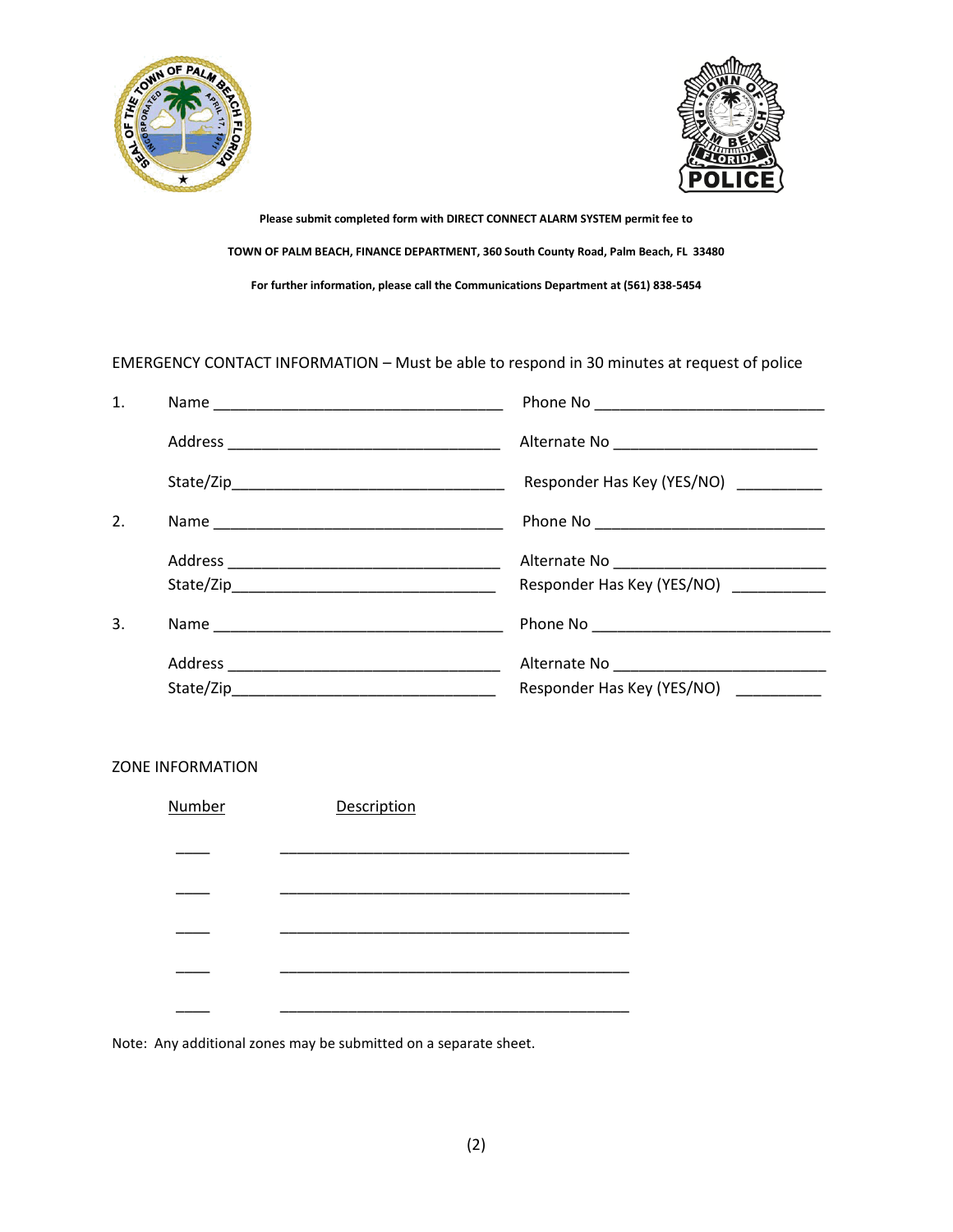**Please submit completed form with DIRECT CONNECT ALARM SYSTEM permit fee to**

**TOWN OF PALM BEACH, FINANCE DEPARTMENT, 360 South County Road, Palm Beach, FL 33480**

**For further information, please call the Communications Department at (561) 838-5454**

EMERGENCY CONTACT INFORMATION – Must be able to respond in 30 minutes at request of police

1. Name ___________________________________ Phone No ____________________________

   Address _________________________________ Alternate No ________________________

   State/Zip_________________________________ Responder Has Key (YES/NO) __________

2. Name ___________________________________ Phone No ____________________________

   Address _________________________________ Alternate No ________________________

   State/Zip_________________________________ Responder Has Key (YES/NO) __________

3. Name ___________________________________ Phone No ____________________________

   Address _________________________________ Alternate No ________________________

   State/Zip_________________________________ Responder Has Key (YES/NO) __________

ZONE INFORMATION

| Number | Description |
|---|---|
| ____ | ___________________________________________ |
| ____ | ___________________________________________ |
| ____ | ___________________________________________ |
| ____ | ___________________________________________ |
| ____ | ___________________________________________ |

Note: Any additional zones may be submitted on a separate sheet.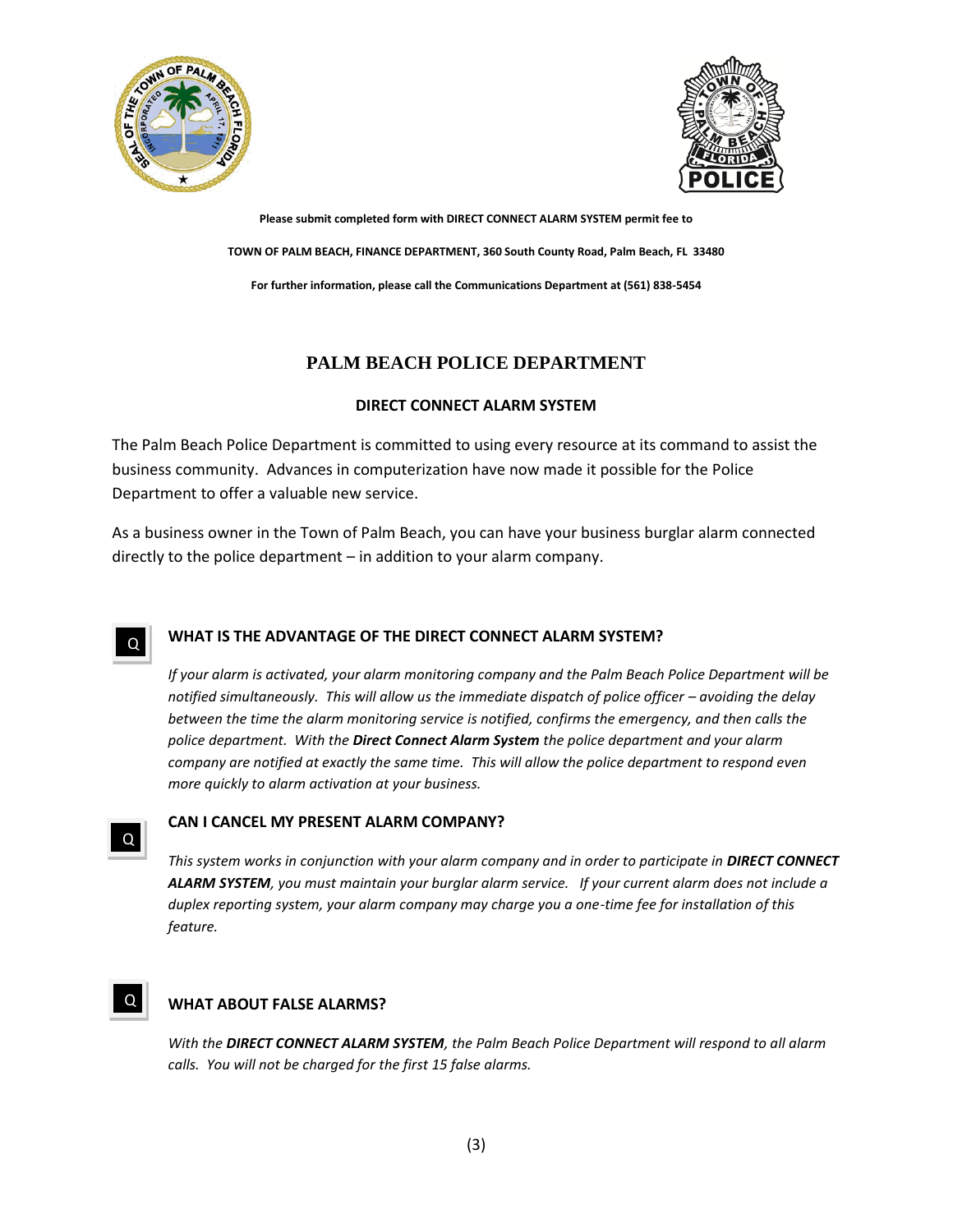**Please submit completed form with DIRECT CONNECT ALARM SYSTEM permit fee to**

**TOWN OF PALM BEACH, FINANCE DEPARTMENT, 360 South County Road, Palm Beach, FL 33480**

**For further information, please call the Communications Department at (561) 838-5454**

# PALM BEACH POLICE DEPARTMENT

## DIRECT CONNECT ALARM SYSTEM

The Palm Beach Police Department is committed to using every resource at its command to assist the business community. Advances in computerization have now made it possible for the Police Department to offer a valuable new service.

As a business owner in the Town of Palm Beach, you can have your business burglar alarm connected directly to the police department – in addition to your alarm company.

### Q WHAT IS THE ADVANTAGE OF THE DIRECT CONNECT ALARM SYSTEM?

*If your alarm is activated, your alarm monitoring company and the Palm Beach Police Department will be notified simultaneously. This will allow us the immediate dispatch of police officer – avoiding the delay between the time the alarm monitoring service is notified, confirms the emergency, and then calls the police department. With the **Direct Connect Alarm System** the police department and your alarm company are notified at exactly the same time. This will allow the police department to respond even more quickly to alarm activation at your business.*

### Q CAN I CANCEL MY PRESENT ALARM COMPANY?

*This system works in conjunction with your alarm company and in order to participate in **DIRECT CONNECT ALARM SYSTEM**, you must maintain your burglar alarm service. If your current alarm does not include a duplex reporting system, your alarm company may charge you a one-time fee for installation of this feature.*

### Q WHAT ABOUT FALSE ALARMS?

*With the **DIRECT CONNECT ALARM SYSTEM**, the Palm Beach Police Department will respond to all alarm calls. You will not be charged for the first 15 false alarms.*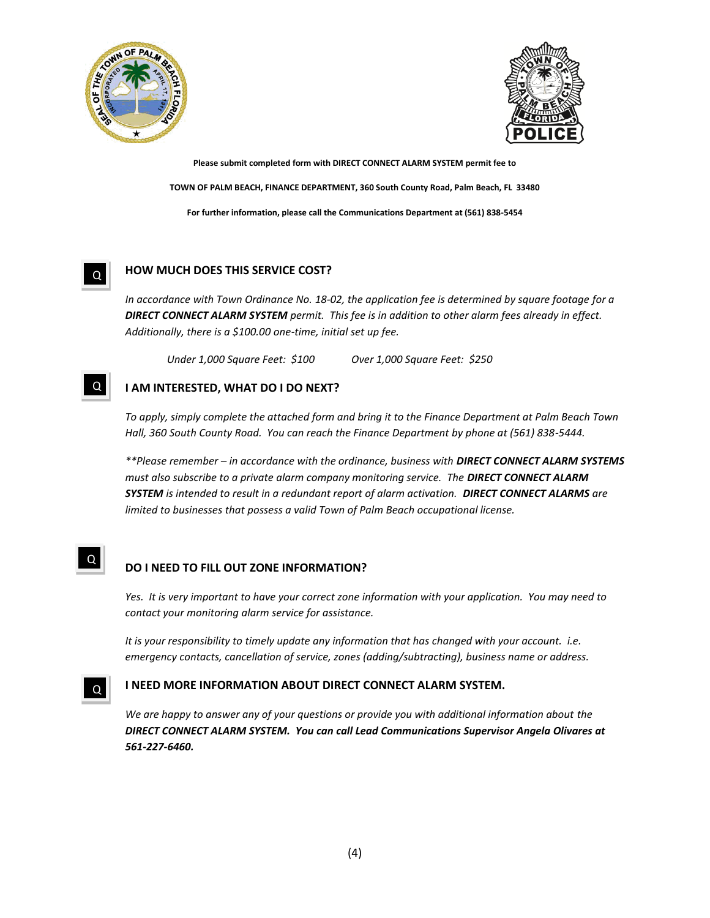**Please submit completed form with DIRECT CONNECT ALARM SYSTEM permit fee to**

**TOWN OF PALM BEACH, FINANCE DEPARTMENT, 360 South County Road, Palm Beach, FL 33480**

**For further information, please call the Communications Department at (561) 838-5454**

## Q HOW MUCH DOES THIS SERVICE COST?

*In accordance with Town Ordinance No. 18-02, the application fee is determined by square footage for a* ***DIRECT CONNECT ALARM SYSTEM*** *permit. This fee is in addition to other alarm fees already in effect. Additionally, there is a $100.00 one-time, initial set up fee.*

*Under 1,000 Square Feet: $100*  *Over 1,000 Square Feet: $250*

## Q I AM INTERESTED, WHAT DO I DO NEXT?

*To apply, simply complete the attached form and bring it to the Finance Department at Palm Beach Town Hall, 360 South County Road. You can reach the Finance Department by phone at (561) 838-5444.*

*\*\*Please remember – in accordance with the ordinance, business with* ***DIRECT CONNECT ALARM SYSTEMS*** *must also subscribe to a private alarm company monitoring service. The* ***DIRECT CONNECT ALARM SYSTEM*** *is intended to result in a redundant report of alarm activation.* ***DIRECT CONNECT ALARMS*** *are limited to businesses that possess a valid Town of Palm Beach occupational license.*

## Q DO I NEED TO FILL OUT ZONE INFORMATION?

*Yes. It is very important to have your correct zone information with your application. You may need to contact your monitoring alarm service for assistance.*

*It is your responsibility to timely update any information that has changed with your account. i.e. emergency contacts, cancellation of service, zones (adding/subtracting), business name or address.*

## Q I NEED MORE INFORMATION ABOUT DIRECT CONNECT ALARM SYSTEM.

*We are happy to answer any of your questions or provide you with additional information about the* ***DIRECT CONNECT ALARM SYSTEM. You can call Lead Communications Supervisor Angela Olivares at 561-227-6460.***